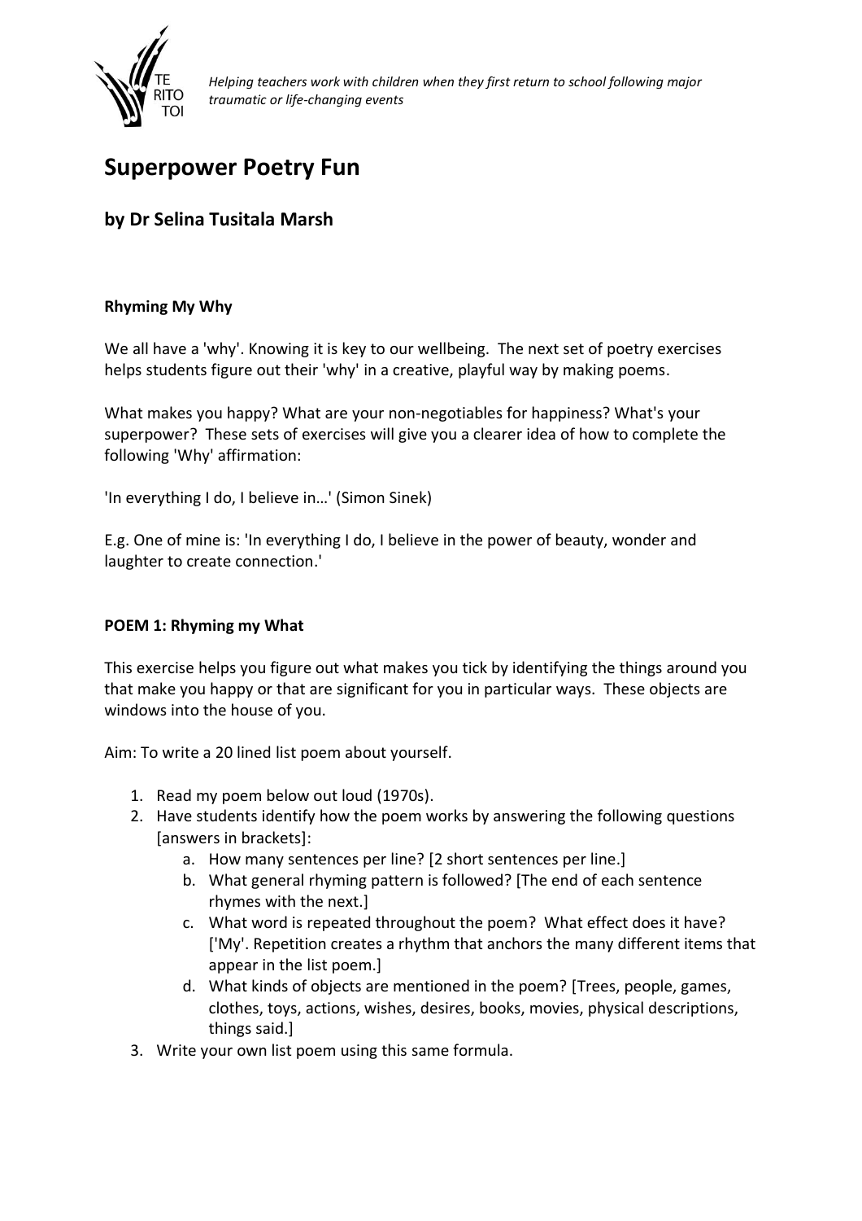*Helping teachers work with children when they first return to school following major traumatic or life-changing events*

# Superpower Poetry Fun

## by Dr Selina Tusitala Marsh

**Rhyming My Why**

We all have a 'why'. Knowing it is key to our wellbeing. The next set of poetry exercises helps students figure out their 'why' in a creative, playful way by making poems.

What makes you happy? What are your non-negotiables for happiness? What's your superpower? These sets of exercises will give you a clearer idea of how to complete the following 'Why' affirmation:

'In everything I do, I believe in…' (Simon Sinek)

E.g. One of mine is: 'In everything I do, I believe in the power of beauty, wonder and laughter to create connection.'

**POEM 1: Rhyming my What**

This exercise helps you figure out what makes you tick by identifying the things around you that make you happy or that are significant for you in particular ways. These objects are windows into the house of you.

Aim: To write a 20 lined list poem about yourself.

1. Read my poem below out loud (1970s).
2. Have students identify how the poem works by answering the following questions [answers in brackets]:
    a. How many sentences per line? [2 short sentences per line.]
    b. What general rhyming pattern is followed? [The end of each sentence rhymes with the next.]
    c. What word is repeated throughout the poem? What effect does it have? ['My'. Repetition creates a rhythm that anchors the many different items that appear in the list poem.]
    d. What kinds of objects are mentioned in the poem? [Trees, people, games, clothes, toys, actions, wishes, desires, books, movies, physical descriptions, things said.]
3. Write your own list poem using this same formula.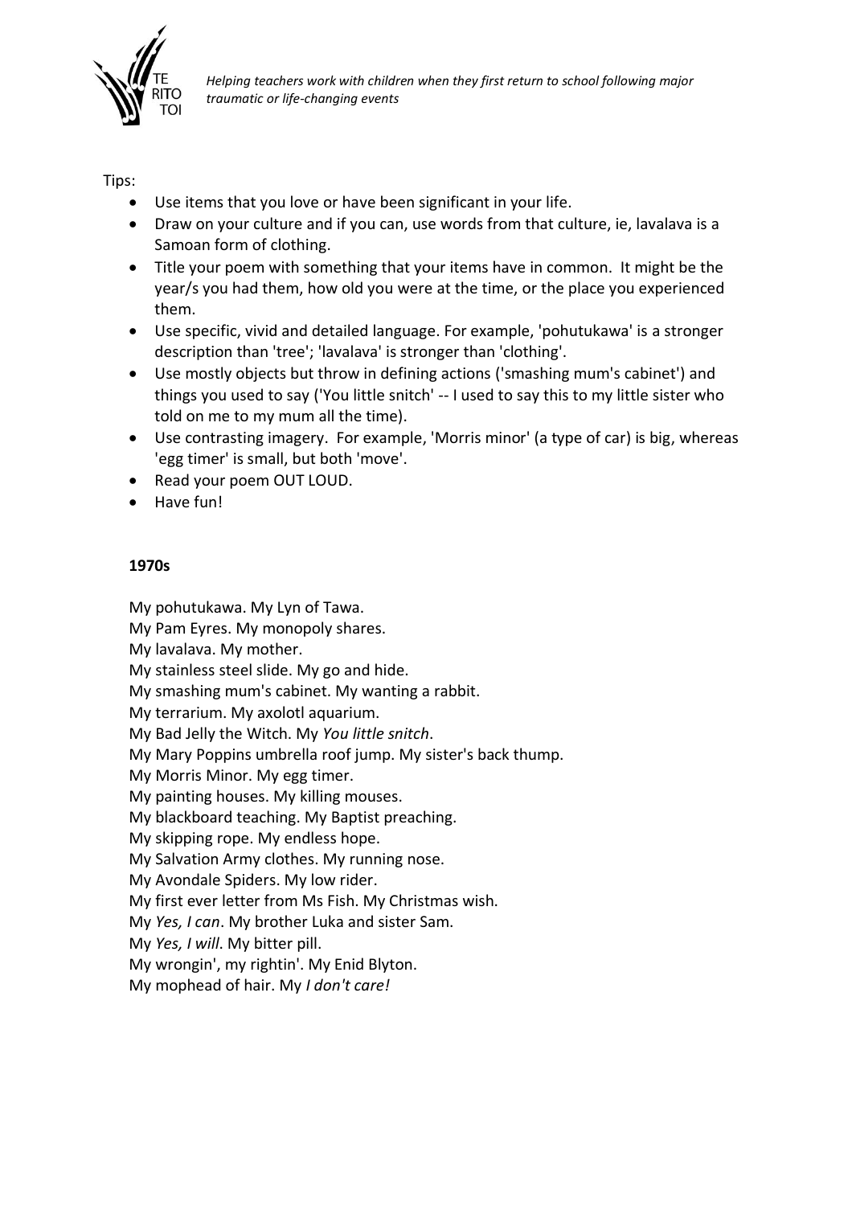Tips:

- Use items that you love or have been significant in your life.
- Draw on your culture and if you can, use words from that culture, ie, lavalava is a Samoan form of clothing.
- Title your poem with something that your items have in common. It might be the year/s you had them, how old you were at the time, or the place you experienced them.
- Use specific, vivid and detailed language. For example, 'pohutukawa' is a stronger description than 'tree'; 'lavalava' is stronger than 'clothing'.
- Use mostly objects but throw in defining actions ('smashing mum's cabinet') and things you used to say ('You little snitch' -- I used to say this to my little sister who told on me to my mum all the time).
- Use contrasting imagery. For example, 'Morris minor' (a type of car) is big, whereas 'egg timer' is small, but both 'move'.
- Read your poem OUT LOUD.
- Have fun!

**1970s**

My pohutukawa. My Lyn of Tawa.
My Pam Eyres. My monopoly shares.
My lavalava. My mother.
My stainless steel slide. My go and hide.
My smashing mum's cabinet. My wanting a rabbit.
My terrarium. My axolotl aquarium.
My Bad Jelly the Witch. My *You little snitch*.
My Mary Poppins umbrella roof jump. My sister's back thump.
My Morris Minor. My egg timer.
My painting houses. My killing mouses.
My blackboard teaching. My Baptist preaching.
My skipping rope. My endless hope.
My Salvation Army clothes. My running nose.
My Avondale Spiders. My low rider.
My first ever letter from Ms Fish. My Christmas wish.
My *Yes, I can*. My brother Luka and sister Sam.
My *Yes, I will*. My bitter pill.
My wrongin', my rightin'. My Enid Blyton.
My mophead of hair. My *I don't care!*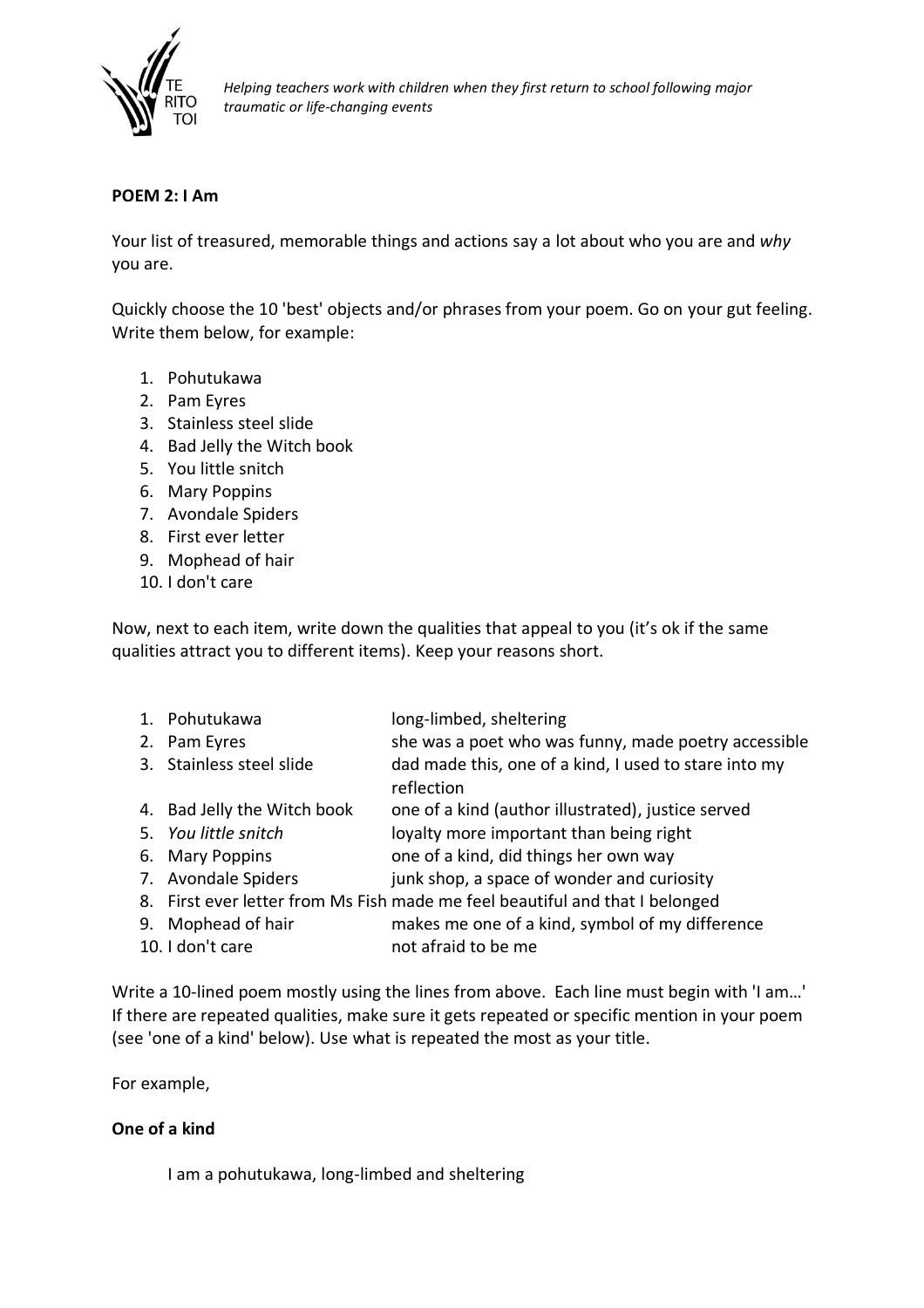**POEM 2: I Am**

Your list of treasured, memorable things and actions say a lot about who you are and *why* you are.

Quickly choose the 10 'best' objects and/or phrases from your poem. Go on your gut feeling. Write them below, for example:

1. Pohutukawa
2. Pam Eyres
3. Stainless steel slide
4. Bad Jelly the Witch book
5. You little snitch
6. Mary Poppins
7. Avondale Spiders
8. First ever letter
9. Mophead of hair
10. I don't care

Now, next to each item, write down the qualities that appeal to you (it's ok if the same qualities attract you to different items). Keep your reasons short.

| | |
|---|---|
| 1. Pohutukawa | long-limbed, sheltering |
| 2. Pam Eyres | she was a poet who was funny, made poetry accessible |
| 3. Stainless steel slide | dad made this, one of a kind, I used to stare into my reflection |
| 4. Bad Jelly the Witch book | one of a kind (author illustrated), justice served |
| 5. *You little snitch* | loyalty more important than being right |
| 6. Mary Poppins | one of a kind, did things her own way |
| 7. Avondale Spiders | junk shop, a space of wonder and curiosity |
| 8. First ever letter from Ms Fish | made me feel beautiful and that I belonged |
| 9. Mophead of hair | makes me one of a kind, symbol of my difference |
| 10. I don't care | not afraid to be me |

Write a 10-lined poem mostly using the lines from above. Each line must begin with 'I am…' If there are repeated qualities, make sure it gets repeated or specific mention in your poem (see 'one of a kind' below). Use what is repeated the most as your title.

For example,

**One of a kind**

I am a pohutukawa, long-limbed and sheltering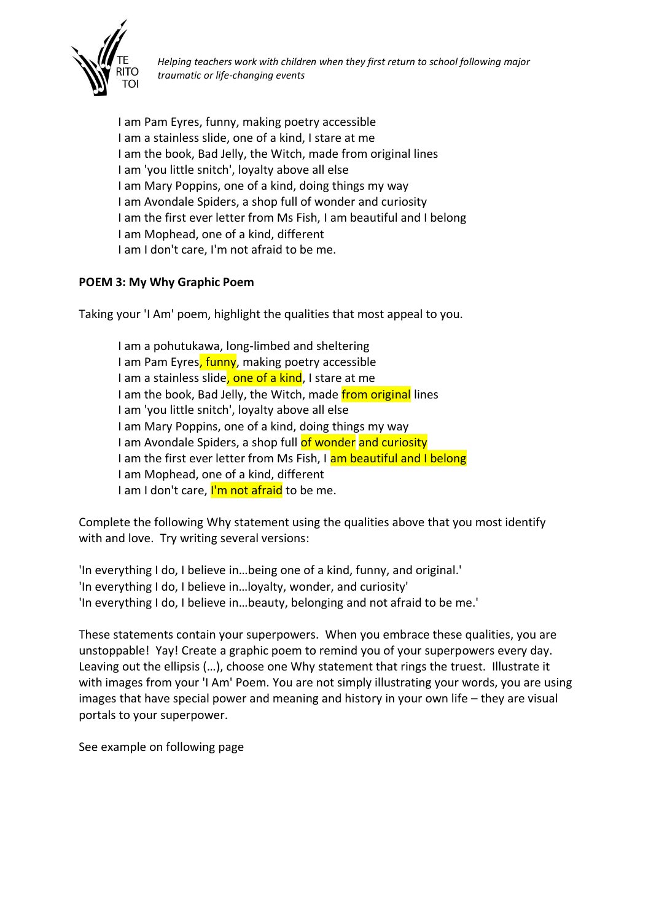I am Pam Eyres, funny, making poetry accessible
I am a stainless slide, one of a kind, I stare at me
I am the book, Bad Jelly, the Witch, made from original lines
I am 'you little snitch', loyalty above all else
I am Mary Poppins, one of a kind, doing things my way
I am Avondale Spiders, a shop full of wonder and curiosity
I am the first ever letter from Ms Fish, I am beautiful and I belong
I am Mophead, one of a kind, different
I am I don't care, I'm not afraid to be me.

**POEM 3: My Why Graphic Poem**

Taking your 'I Am' poem, highlight the qualities that most appeal to you.

I am a pohutukawa, long-limbed and sheltering
I am Pam Eyres, funny, making poetry accessible
I am a stainless slide, one of a kind, I stare at me
I am the book, Bad Jelly, the Witch, made from original lines
I am 'you little snitch', loyalty above all else
I am Mary Poppins, one of a kind, doing things my way
I am Avondale Spiders, a shop full of wonder and curiosity
I am the first ever letter from Ms Fish, I am beautiful and I belong
I am Mophead, one of a kind, different
I am I don't care, I'm not afraid to be me.

Complete the following Why statement using the qualities above that you most identify with and love. Try writing several versions:

'In everything I do, I believe in…being one of a kind, funny, and original.'
'In everything I do, I believe in…loyalty, wonder, and curiosity'
'In everything I do, I believe in…beauty, belonging and not afraid to be me.'

These statements contain your superpowers. When you embrace these qualities, you are unstoppable! Yay! Create a graphic poem to remind you of your superpowers every day. Leaving out the ellipsis (…), choose one Why statement that rings the truest. Illustrate it with images from your 'I Am' Poem. You are not simply illustrating your words, you are using images that have special power and meaning and history in your own life – they are visual portals to your superpower.

See example on following page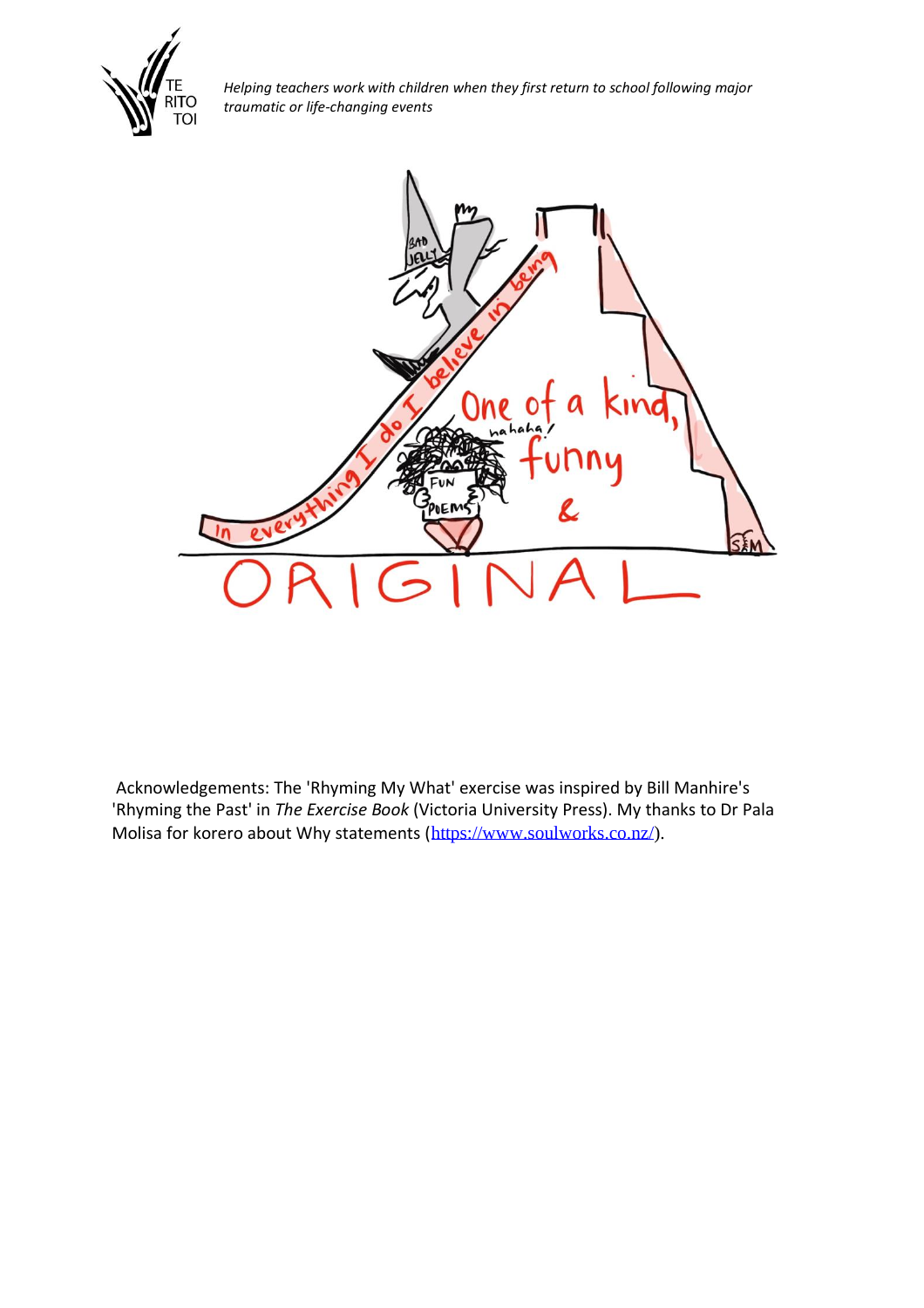In everything I do I believe in being

One of a kind,

funny

&

ORIGINAL

Acknowledgements: The 'Rhyming My What' exercise was inspired by Bill Manhire's 'Rhyming the Past' in *The Exercise Book* (Victoria University Press). My thanks to Dr Pala Molisa for korero about Why statements (https://www.soulworks.co.nz/).